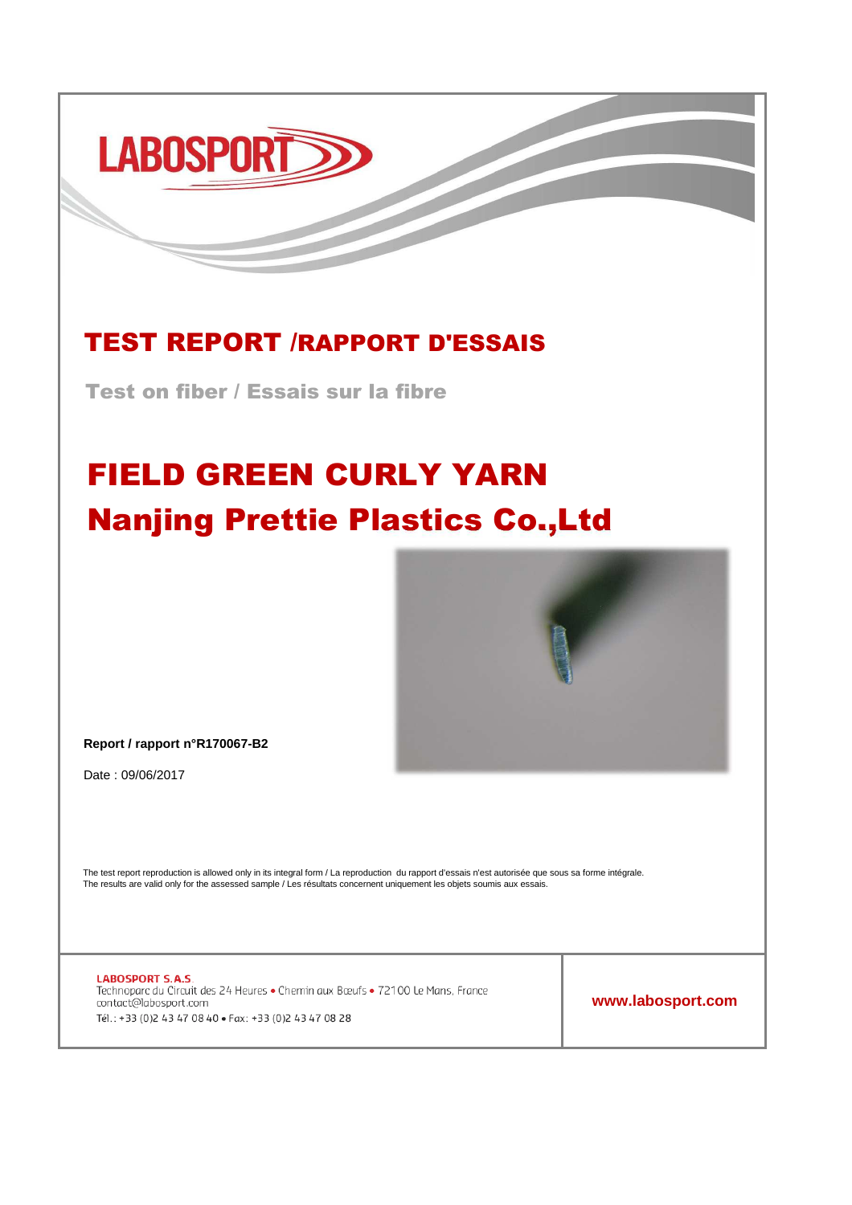LABOSPORT

# TEST REPORT /RAPPORT D'ESSAIS

## Test on fiber / Essais sur la fibre

# FIELD GREEN CURLY YARN
# Nanjing Prettie Plastics Co.,Ltd

**Report / rapport n°R170067-B2**

Date : 09/06/2017

The test report reproduction is allowed only in its integral form / La reproduction du rapport d'essais n'est autorisée que sous sa forme intégrale.
The results are valid only for the assessed sample / Les résultats concernent uniquement les objets soumis aux essais.

**LABOSPORT S.A.S**
Technoparc du Circuit des 24 Heures • Chemin aux Bœufs • 72100 Le Mans, France
contact@labosport.com
Tél. : +33 (0)2 43 47 08 40 • Fax : +33 (0)2 43 47 08 28

**www.labosport.com**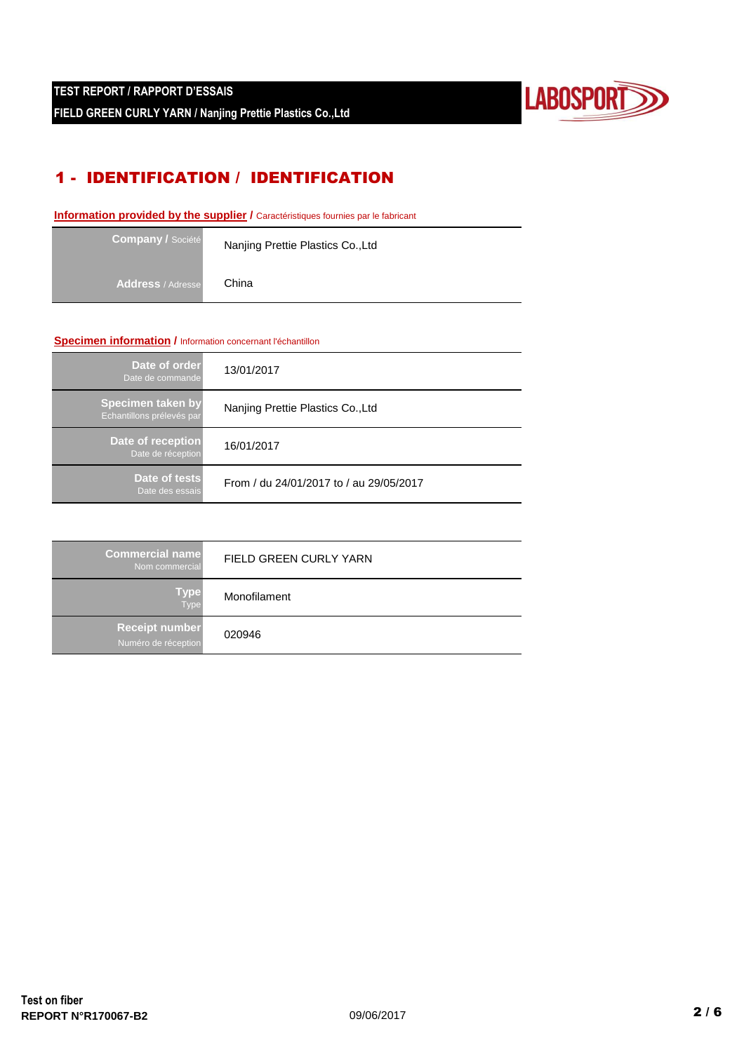## 1 - IDENTIFICATION / IDENTIFICATION

**Information provided by the supplier** / Caractéristiques fournies par le fabricant

| | |
|---|---|
| **Company** / Société | Nanjing Prettie Plastics Co.,Ltd |
| **Address** / Adresse | China |

**Specimen information** / Information concernant l'échantillon

| | |
|---|---|
| **Date of order** Date de commande | 13/01/2017 |
| **Specimen taken by** Echantillons prélevés par | Nanjing Prettie Plastics Co.,Ltd |
| **Date of reception** Date de réception | 16/01/2017 |
| **Date of tests** Date des essais | From / du 24/01/2017 to / au 29/05/2017 |

| | |
|---|---|
| **Commercial name** Nom commercial | FIELD GREEN CURLY YARN |
| **Type** Type | Monofilament |
| **Receipt number** Numéro de réception | 020946 |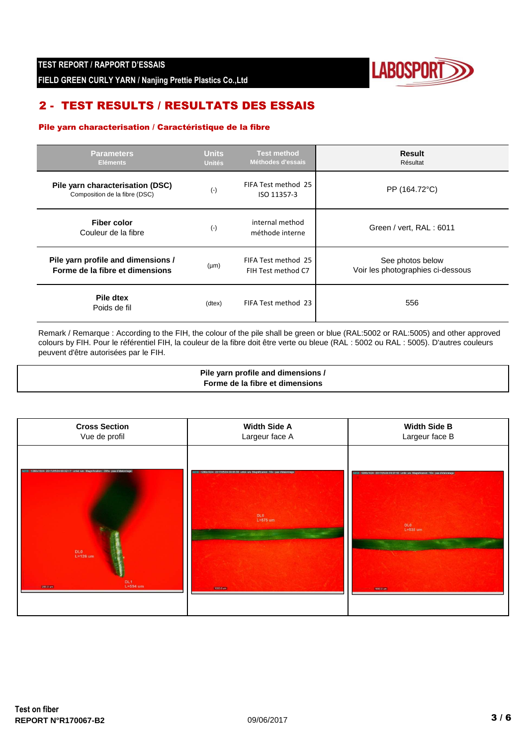## 2 - TEST RESULTS / RESULTATS DES ESSAIS

### Pile yarn characterisation / Caractéristique de la fibre

| Parameters<br>Eléments | Units<br>Unités | Test method<br>Méthodes d'essais | Result<br>Résultat |
|---|---|---|---|
| **Pile yarn characterisation (DSC)**<br>Composition de la fibre (DSC) | (-) | FIFA Test method 25<br>ISO 11357-3 | PP (164.72°C) |
| **Fiber color**<br>Couleur de la fibre | (-) | internal method<br>méthode interne | Green / vert, RAL : 6011 |
| **Pile yarn profile and dimensions / Forme de la fibre et dimensions** | (µm) | FIFA Test method 25<br>FIH Test method C7 | See photos below<br>Voir les photographies ci-dessous |
| **Pile dtex**<br>Poids de fil | (dtex) | FIFA Test method 23 | 556 |

Remark / Remarque : According to the FIH, the colour of the pile shall be green or blue (RAL:5002 or RAL:5005) and other approved colours by FIH. Pour le référentiel FIH, la couleur de la fibre doit être verte ou bleue (RAL : 5002 ou RAL : 5005). D'autres couleurs peuvent d'être autorisées par le FIH.

**Pile yarn profile and dimensions /**
**Forme de la fibre et dimensions**

| **Cross Section**<br>Vue de profil | **Width Side A**<br>Largeur face A | **Width Side B**<br>Largeur face B |
|---|---|---|
| DL0 L=126 um<br>DL1 L=584 um | DL0 L=575 um | DL0 L=538 um |

Test on fiber
REPORT N°R170067-B2

09/06/2017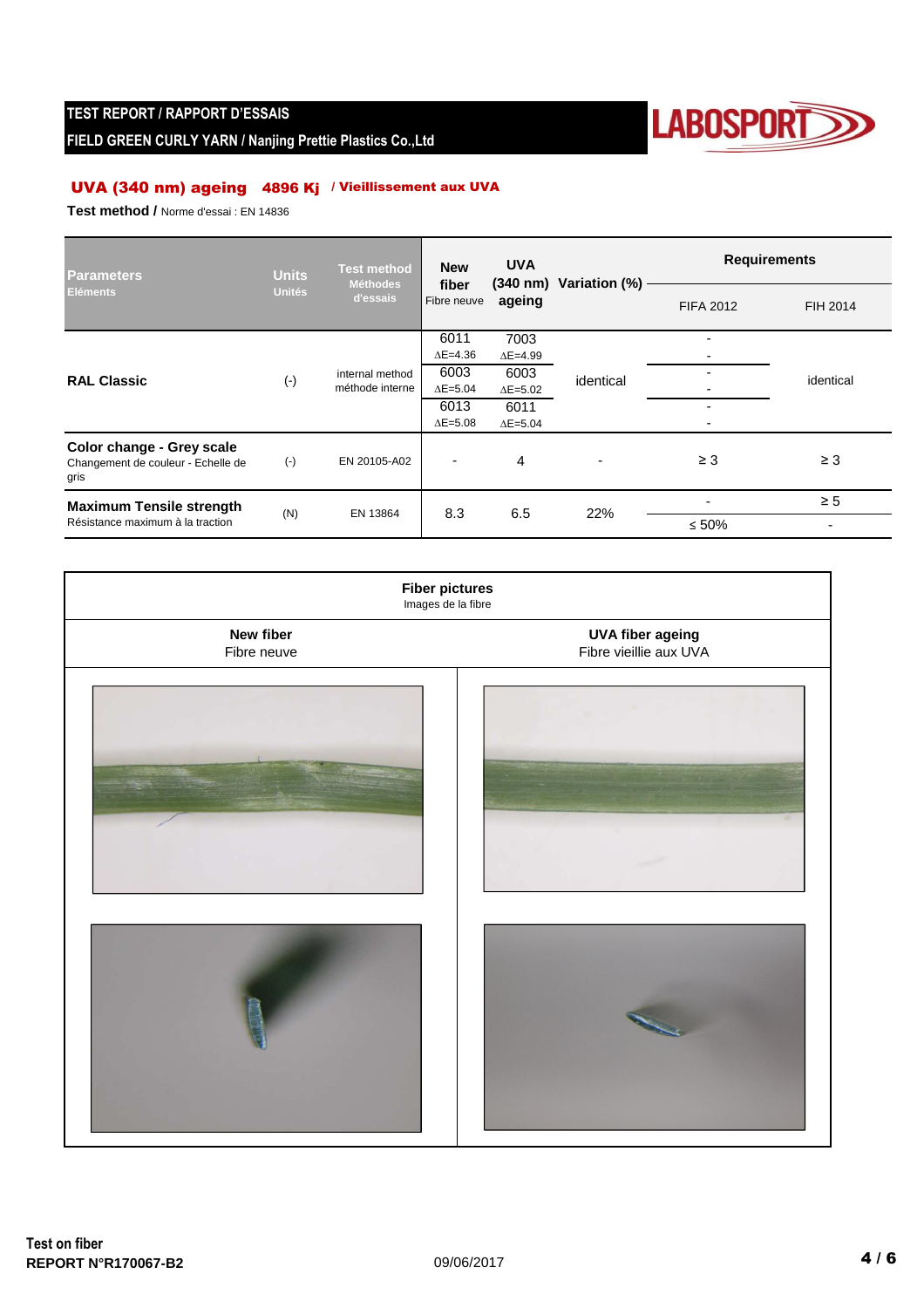**TEST REPORT / RAPPORT D'ESSAIS**

**FIELD GREEN CURLY YARN / Nanjing Prettie Plastics Co.,Ltd**

## UVA (340 nm) ageing 4896 Kj / Vieillissement aux UVA

**Test method /** Norme d'essai : EN 14836

| Parameters / Eléments | Units / Unités | Test method / Méthodes d'essais | New fiber / Fibre neuve | UVA (340 nm) ageing | Variation (%) | Requirements | |
|---|---|---|---|---|---|---|---|
| | | | | | | FIFA 2012 | FIH 2014 |
| **RAL Classic** | (-) | internal method / méthode interne | 6011 ΔE=4.36 | 7003 ΔE=4.99 | identical | - / - | identical |
| | | | 6003 ΔE=5.04 | 6003 ΔE=5.02 | | - / - | |
| | | | 6013 ΔE=5.08 | 6011 ΔE=5.04 | | - / - | |
| **Color change - Grey scale** / Changement de couleur - Echelle de gris | (-) | EN 20105-A02 | - | 4 | - | ≥ 3 | ≥ 3 |
| **Maximum Tensile strength** / Résistance maximum à la traction | (N) | EN 13864 | 8.3 | 6.5 | 22% | - | ≥ 5 |
| | | | | | | ≤ 50% | - |

| Fiber pictures / Images de la fibre | |
|---|---|
| **New fiber** / Fibre neuve | **UVA fiber ageing** / Fibre vieillie aux UVA |

**Test on fiber**

**REPORT N°R170067-B2**

09/06/2017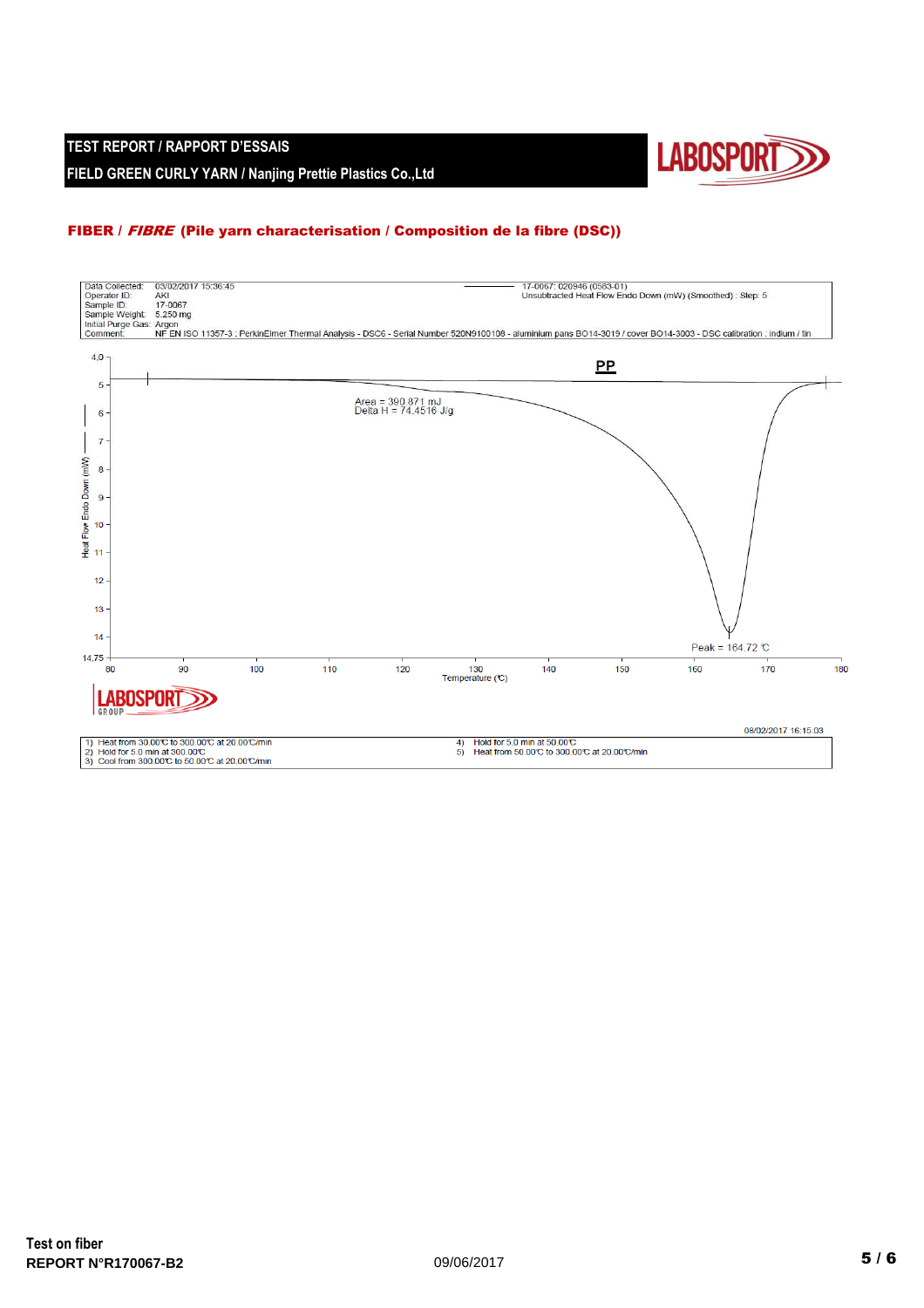**TEST REPORT / RAPPORT D'ESSAIS**

**FIELD GREEN CURLY YARN / Nanjing Prettie Plastics Co.,Ltd**

## FIBER / *FIBRE* (Pile yarn characterisation / Composition de la fibre (DSC))

| | | |
|---|---|---|
| Data Collected: | 03/02/2017 15:36:45 | 17-0067: 020946 (0583-01) |
| Operator ID: | AKI | Unsubtracted Heat Flow Endo Down (mW) (Smoothed) : Step: 5 |
| Sample ID: | 17-0067 | |
| Sample Weight: | 5.250 mg | |
| Initial Purge Gas: | Argon | |
| Comment: | NF EN ISO 11357-3 : PerkinElmer Thermal Analysis - DSC6 - Serial Number 520N9100108 - aluminium pans BO14-3019 / cover BO14-3003 - DSC calibration : indium / tin | |

**PP**

Area = 390.871 mJ
Delta H = 74.4516 J/g

Peak = 164.72 ℃

Heat Flow Endo Down (mW)

Temperature (℃)

08/02/2017 16:15:03

1) Heat from 30.00℃ to 300.00℃ at 20.00℃/min
2) Hold for 5.0 min at 300.00℃
3) Cool from 300.00℃ to 50.00℃ at 20.00℃/min
4) Hold for 5.0 min at 50.00℃
5) Heat from 50.00℃ to 300.00℃ at 20.00℃/min

Test on fiber

**REPORT N°R170067-B2**

09/06/2017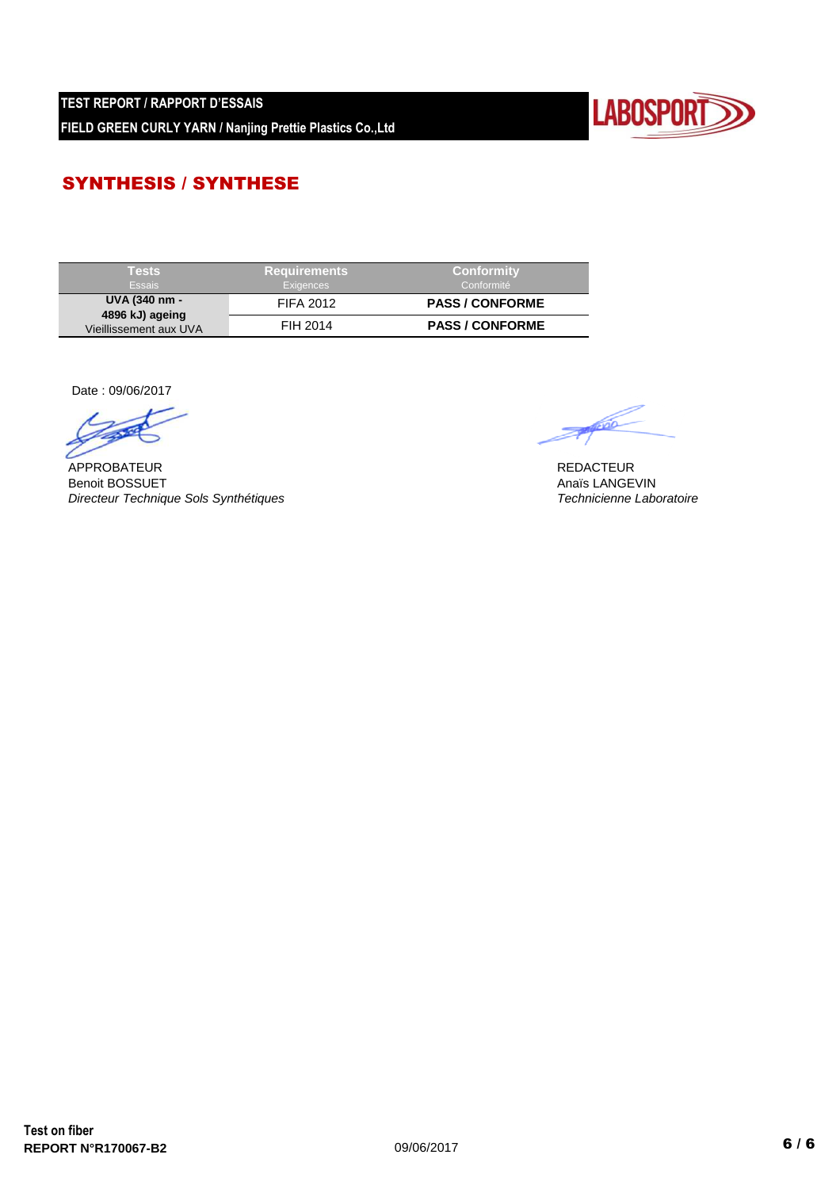**TEST REPORT / RAPPORT D'ESSAIS**
**FIELD GREEN CURLY YARN / Nanjing Prettie Plastics Co.,Ltd**

LABOSPORT

## SYNTHESIS / SYNTHESE

| Tests<br>Essais | Requirements<br>Exigences | Conformity<br>Conformité |
|---|---|---|
| **UVA (340 nm - 4896 kJ) ageing**<br>Vieillissement aux UVA | FIFA 2012 | **PASS / CONFORME** |
| | FIH 2014 | **PASS / CONFORME** |

Date : 09/06/2017

APPROBATEUR
Benoit BOSSUET
*Directeur Technique Sols Synthétiques*

REDACTEUR
Anaïs LANGEVIN
*Technicienne Laboratoire*

**Test on fiber**
**REPORT N°R170067-B2**